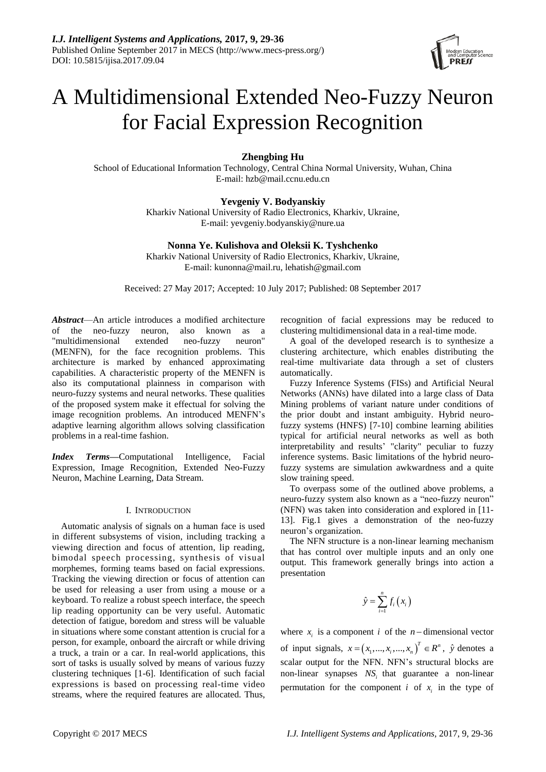# A Multidimensional Extended Neo-Fuzzy Neuron for Facial Expression Recognition

**Zhengbing Hu**
School of Educational Information Technology, Central China Normal University, Wuhan, China
E-mail: hzb@mail.ccnu.edu.cn

**Yevgeniy V. Bodyanskiy**
Kharkiv National University of Radio Electronics, Kharkiv, Ukraine,
E-mail: yevgeniy.bodyanskiy@nure.ua

**Nonna Ye. Kulishova and Oleksii K. Tyshchenko**
Kharkiv National University of Radio Electronics, Kharkiv, Ukraine,
E-mail: kunonna@mail.ru, lehatish@gmail.com

Received: 27 May 2017; Accepted: 10 July 2017; Published: 08 September 2017

***Abstract***—An article introduces a modified architecture of the neo-fuzzy neuron, also known as a "multidimensional extended neo-fuzzy neuron" (MENFN), for the face recognition problems. This architecture is marked by enhanced approximating capabilities. A characteristic property of the MENFN is also its computational plainness in comparison with neuro-fuzzy systems and neural networks. These qualities of the proposed system make it effectual for solving the image recognition problems. An introduced MENFN's adaptive learning algorithm allows solving classification problems in a real-time fashion.

***Index Terms***—Computational Intelligence, Facial Expression, Image Recognition, Extended Neo-Fuzzy Neuron, Machine Learning, Data Stream.

## I. Introduction

Automatic analysis of signals on a human face is used in different subsystems of vision, including tracking a viewing direction and focus of attention, lip reading, bimodal speech processing, synthesis of visual morphemes, forming teams based on facial expressions. Tracking the viewing direction or focus of attention can be used for releasing a user from using a mouse or a keyboard. To realize a robust speech interface, the speech lip reading opportunity can be very useful. Automatic detection of fatigue, boredom and stress will be valuable in situations where some constant attention is crucial for a person, for example, onboard the aircraft or while driving a truck, a train or a car. In real-world applications, this sort of tasks is usually solved by means of various fuzzy clustering techniques [1-6]. Identification of such facial expressions is based on processing real-time video streams, where the required features are allocated. Thus, recognition of facial expressions may be reduced to clustering multidimensional data in a real-time mode.

A goal of the developed research is to synthesize a clustering architecture, which enables distributing the real-time multivariate data through a set of clusters automatically.

Fuzzy Inference Systems (FISs) and Artificial Neural Networks (ANNs) have dilated into a large class of Data Mining problems of variant nature under conditions of the prior doubt and instant ambiguity. Hybrid neuro-fuzzy systems (HNFS) [7-10] combine learning abilities typical for artificial neural networks as well as both interpretability and results' "clarity" peculiar to fuzzy inference systems. Basic limitations of the hybrid neuro-fuzzy systems are simulation awkwardness and a quite slow training speed.

To overpass some of the outlined above problems, a neuro-fuzzy system also known as a "neo-fuzzy neuron" (NFN) was taken into consideration and explored in [11-13]. Fig.1 gives a demonstration of the neo-fuzzy neuron's organization.

The NFN structure is a non-linear learning mechanism that has control over multiple inputs and an only one output. This framework generally brings into action a presentation

$$\hat{y} = \sum_{i=1}^{n} f_i\left(x_i\right)$$

where $x_i$ is a component $i$ of the $n$ – dimensional vector of input signals, $x = \left(x_1, ..., x_i, ..., x_n\right)^T \in R^n$, $\hat{y}$ denotes a scalar output for the NFN. NFN's structural blocks are non-linear synapses $NS_i$ that guarantee a non-linear permutation for the component $i$ of $x_i$ in the type of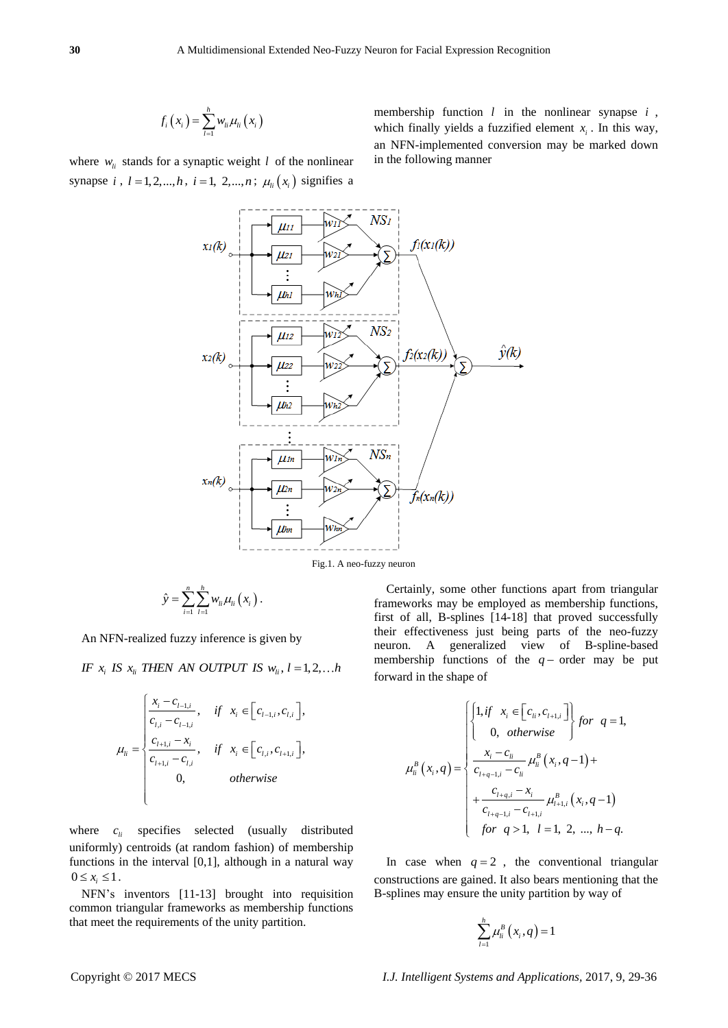$$f_i(x_i) = \sum_{l=1}^{h} w_{li}\mu_{li}(x_i)$$

where $w_{li}$ stands for a synaptic weight $l$ of the nonlinear synapse $i$, $l = 1, 2, ..., h$, $i = 1, 2, ..., n$; $\mu_{li}(x_i)$ signifies a membership function $l$ in the nonlinear synapse $i$, which finally yields a fuzzified element $x_i$. In this way, an NFN-implemented conversion may be marked down in the following manner

Fig.1. A neo-fuzzy neuron

$$\hat{y} = \sum_{i=1}^{n}\sum_{l=1}^{h} w_{li}\mu_{li}(x_i).$$

An NFN-realized fuzzy inference is given by

*IF* $x_i$ *IS* $x_{li}$ *THEN AN OUTPUT IS* $w_{li}$, $l = 1, 2, \ldots h$

$$\mu_{li} = \begin{cases} \dfrac{x_i - c_{l-1,i}}{c_{l,i} - c_{l-1,i}}, & \text{if } x_i \in \left[c_{l-1,i}, c_{l,i}\right], \\ \dfrac{c_{l+1,i} - x_i}{c_{l+1,i} - c_{l,i}}, & \text{if } x_i \in \left[c_{l,i}, c_{l+1,i}\right], \\ 0, & otherwise \end{cases}$$

where $c_{li}$ specifies selected (usually distributed uniformly) centroids (at random fashion) of membership functions in the interval [0,1], although in a natural way $0 \le x_i \le 1$.

NFN's inventors [11-13] brought into requisition common triangular frameworks as membership functions that meet the requirements of the unity partition.

Certainly, some other functions apart from triangular frameworks may be employed as membership functions, first of all, B-splines [14-18] that proved successfully their effectiveness just being parts of the neo-fuzzy neuron. A generalized view of B-spline-based membership functions of the $q$– order may be put forward in the shape of

$$\mu_{li}^{B}(x_i, q) = \begin{cases} \begin{Bmatrix} 1, if \;\; x_i \in \left[c_{li}, c_{l+1,i}\right] \\ 0, \;\; otherwise \end{Bmatrix} for \;\; q = 1, \\ \dfrac{x_i - c_{li}}{c_{l+q-1,i} - c_{li}} \mu_{li}^{B}(x_i, q-1) + \\ + \dfrac{c_{l+q,i} - x_i}{c_{l+q-1,i} - c_{l+1,i}} \mu_{l+1,i}^{B}(x_i, q-1) \\ for \;\; q > 1, \;\; l = 1, 2, ..., h-q. \end{cases}$$

In case when $q = 2$, the conventional triangular constructions are gained. It also bears mentioning that the B-splines may ensure the unity partition by way of

$$\sum_{l=1}^{h} \mu_{li}^{B}(x_i, q) = 1$$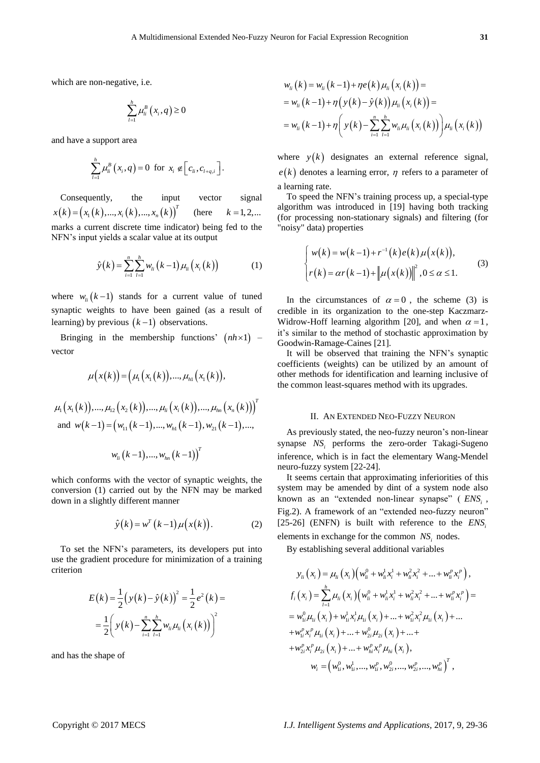which are non-negative, i.e.

$$\sum_{l=1}^{h} \mu_{li}^{B}(x_i, q) \geq 0$$

and have a support area

$$\sum_{l=1}^{h} \mu_{li}^{B}(x_i, q) = 0 \text{ for } x_i \notin \left[c_{li}, c_{l+q,i}\right].$$

Consequently, the input vector signal $x(k) = \left(x_1(k), ..., x_i(k), ..., x_n(k)\right)^T$ (here $k = 1, 2, ...$ marks a current discrete time indicator) being fed to the NFN's input yields a scalar value at its output

$$\hat{y}(k) = \sum_{i=1}^{n} \sum_{l=1}^{h} w_{li}(k-1) \mu_{li}\left(x_i(k)\right) \quad (1)$$

where $w_{li}(k-1)$ stands for a current value of tuned synaptic weights to have been gained (as a result of learning) by previous $(k-1)$ observations.

Bringing in the membership functions' $(nh \times 1)$ – vector

$$\mu\left(x(k)\right) = \left(\mu_1\left(x_1(k)\right), ..., \mu_{h1}\left(x_1(k)\right),\right.$$

$$\left.\mu_1\left(x_1(k)\right), ..., \mu_{12}\left(x_2(k)\right), ..., \mu_{li}\left(x_i(k)\right), ..., \mu_{hn}\left(x_n(k)\right)\right)^T$$

and $w(k-1) = \left(w_{11}(k-1), ..., w_{h1}(k-1), w_{21}(k-1), ...,\right.$

$$\left.w_{li}(k-1), ..., w_{hn}(k-1)\right)^T$$

which conforms with the vector of synaptic weights, the conversion (1) carried out by the NFN may be marked down in a slightly different manner

$$\hat{y}(k) = w^T(k-1) \mu\left(x(k)\right). \quad (2)$$

To set the NFN's parameters, its developers put into use the gradient procedure for minimization of a training criterion

$$E(k) = \frac{1}{2}\left(y(k) - \hat{y}(k)\right)^2 = \frac{1}{2} e^2(k) =$$
$$= \frac{1}{2}\left(y(k) - \sum_{i=1}^{n} \sum_{l=1}^{h} w_{li} \mu_{li}\left(x_i(k)\right)\right)^2$$

and has the shape of

$$w_{li}(k) = w_{li}(k-1) + \eta e(k) \mu_{li}\left(x_i(k)\right) =$$
$$= w_{li}(k-1) + \eta\left(y(k) - \hat{y}(k)\right) \mu_{li}\left(x_i(k)\right) =$$
$$= w_{li}(k-1) + \eta\left(y(k) - \sum_{i=1}^{n} \sum_{l=1}^{h} w_{li} \mu_{li}\left(x_i(k)\right)\right) \mu_{li}\left(x_i(k)\right)$$

where $y(k)$ designates an external reference signal, $e(k)$ denotes a learning error, $\eta$ refers to a parameter of a learning rate.

To speed the NFN's training process up, a special-type algorithm was introduced in [19] having both tracking (for processing non-stationary signals) and filtering (for "noisy" data) properties

$$\begin{cases} w(k) = w(k-1) + r^{-1}(k) e(k) \mu\left(x(k)\right), \\ r(k) = \alpha r(k-1) + \left\|\mu\left(x(k)\right)\right\|^2, 0 \leq \alpha \leq 1. \end{cases} \quad (3)$$

In the circumstances of $\alpha = 0$, the scheme (3) is credible in its organization to the one-step Kaczmarz-Widrow-Hoff learning algorithm [20], and when $\alpha = 1$, it's similar to the method of stochastic approximation by Goodwin-Ramage-Caines [21].

It will be observed that training the NFN's synaptic coefficients (weights) can be utilized by an amount of other methods for identification and learning inclusive of the common least-squares method with its upgrades.

## II. An Extended Neo-Fuzzy Neuron

As previously stated, the neo-fuzzy neuron's non-linear synapse $NS_i$ performs the zero-order Takagi-Sugeno inference, which is in fact the elementary Wang-Mendel neuro-fuzzy system [22-24].

It seems certain that approximating inferiorities of this system may be amended by dint of a system node also known as an "extended non-linear synapse" ($ENS_i$, Fig.2). A framework of an "extended neo-fuzzy neuron" [25-26] (ENFN) is built with reference to the $ENS_i$ elements in exchange for the common $NS_i$ nodes.

By establishing several additional variables

$$y_{li}(x_i) = \mu_{li}(x_i)\left(w_{li}^0 + w_{li}^1 x_i^1 + w_{li}^2 x_i^2 + ... + w_{li}^p x_i^p\right),$$

$$f_i(x_i) = \sum_{l=1}^{h} \mu_{li}(x_i)\left(w_{li}^0 + w_{li}^1 x_i^1 + w_{li}^2 x_i^2 + ... + w_{li}^p x_i^p\right) =$$
$$= w_{1i}^0 \mu_{1i}(x_i) + w_{1i}^1 x_i^1 \mu_{1i}(x_i) + ... + w_{1i}^2 x_i^2 \mu_{1i}(x_i) + ...$$
$$+ w_{1i}^p x_i^p \mu_{1i}(x_i) + ... + w_{2i}^0 \mu_{2i}(x_i) + ... +$$
$$+ w_{2i}^p x_i^p \mu_{2i}(x_i) + ... + w_{hi}^p x_i^p \mu_{hi}(x_i),$$

$$w_i = \left(w_{1i}^0, w_{1i}^1, ..., w_{1i}^p, w_{2i}^0, ..., w_{2i}^p, ..., w_{hi}^p\right)^T,$$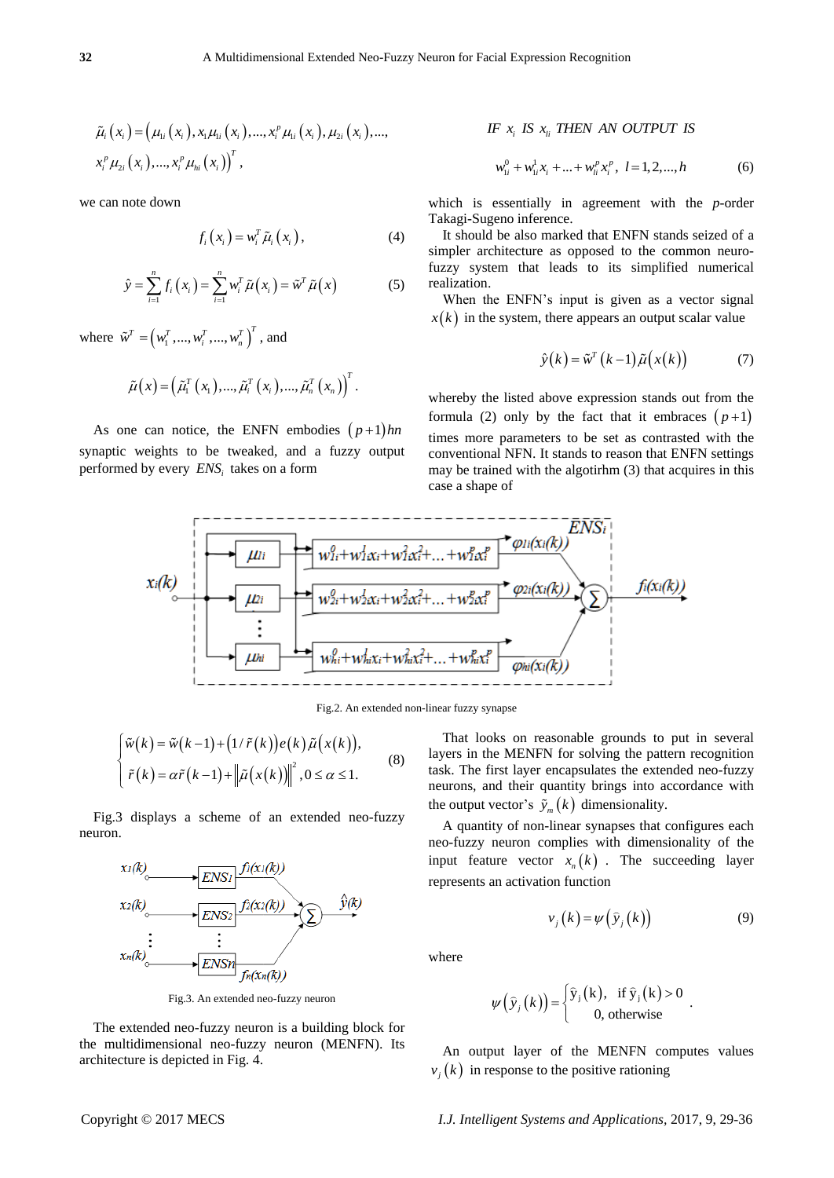$$\tilde{\mu}_i(x_i) = \left(\mu_{1i}(x_i), x_1\mu_{1i}(x_i), ..., x_i^p\mu_{1i}(x_i), \mu_{2i}(x_i), ..., x_i^p\mu_{2i}(x_i), ..., x_i^p\mu_{hi}(x_i)\right)^T,$$

we can note down

$$f_i(x_i) = w_i^T \tilde{\mu}_i(x_i), \tag{4}$$

$$\hat{y} = \sum_{i=1}^{n} f_i(x_i) = \sum_{i=1}^{n} w_i^T \tilde{\mu}(x_i) = \tilde{w}^T \tilde{\mu}(x) \tag{5}$$

where $\tilde{w}^T = \left(w_1^T, ..., w_i^T, ..., w_n^T\right)^T$, and

$$\tilde{\mu}(x) = \left(\tilde{\mu}_1^T(x_1), ..., \tilde{\mu}_i^T(x_i), ..., \tilde{\mu}_n^T(x_n)\right)^T.$$

As one can notice, the ENFN embodies $(p+1)hn$ synaptic weights to be tweaked, and a fuzzy output performed by every $ENS_i$ takes on a form

$$IF\ x_i\ IS\ x_{li}\ THEN\ AN\ OUTPUT\ IS$$

$$w_{li}^0 + w_{li}^1 x_i + ... + w_{li}^p x_i^p,\ l = 1, 2, ..., h \tag{6}$$

which is essentially in agreement with the $p$-order Takagi-Sugeno inference.

It should be also marked that ENFN stands seized of a simpler architecture as opposed to the common neuro-fuzzy system that leads to its simplified numerical realization.

When the ENFN's input is given as a vector signal $x(k)$ in the system, there appears an output scalar value

$$\hat{y}(k) = \tilde{w}^T(k-1)\tilde{\mu}(x(k)) \tag{7}$$

whereby the listed above expression stands out from the formula (2) only by the fact that it embraces $(p+1)$ times more parameters to be set as contrasted with the conventional NFN. It stands to reason that ENFN settings may be trained with the algotirhm (3) that acquires in this case a shape of

Fig.2. An extended non-linear fuzzy synapse

$$\begin{cases} \tilde{w}(k) = \tilde{w}(k-1) + \left(1/\tilde{r}(k)\right)e(k)\tilde{\mu}(x(k)), \\ \tilde{r}(k) = \alpha\tilde{r}(k-1) + \left\|\tilde{\mu}(x(k))\right\|^2, 0 \le \alpha \le 1. \end{cases} \tag{8}$$

Fig.3 displays a scheme of an extended neo-fuzzy neuron.

Fig.3. An extended neo-fuzzy neuron

The extended neo-fuzzy neuron is a building block for the multidimensional neo-fuzzy neuron (MENFN). Its architecture is depicted in Fig. 4.

That looks on reasonable grounds to put in several layers in the MENFN for solving the pattern recognition task. The first layer encapsulates the extended neo-fuzzy neurons, and their quantity brings into accordance with the output vector's $\tilde{y}_m(k)$ dimensionality.

A quantity of non-linear synapses that configures each neo-fuzzy neuron complies with dimensionality of the input feature vector $x_n(k)$. The succeeding layer represents an activation function

$$v_j(k) = \psi\left(\bar{y}_j(k)\right) \tag{9}$$

where

$$\psi\left(\hat{y}_j(k)\right) = \begin{cases} \hat{y}_j(k), & \text{if } \hat{y}_j(k) > 0 \\ 0, & \text{otherwise} \end{cases}.$$

An output layer of the MENFN computes values $v_j(k)$ in response to the positive rationing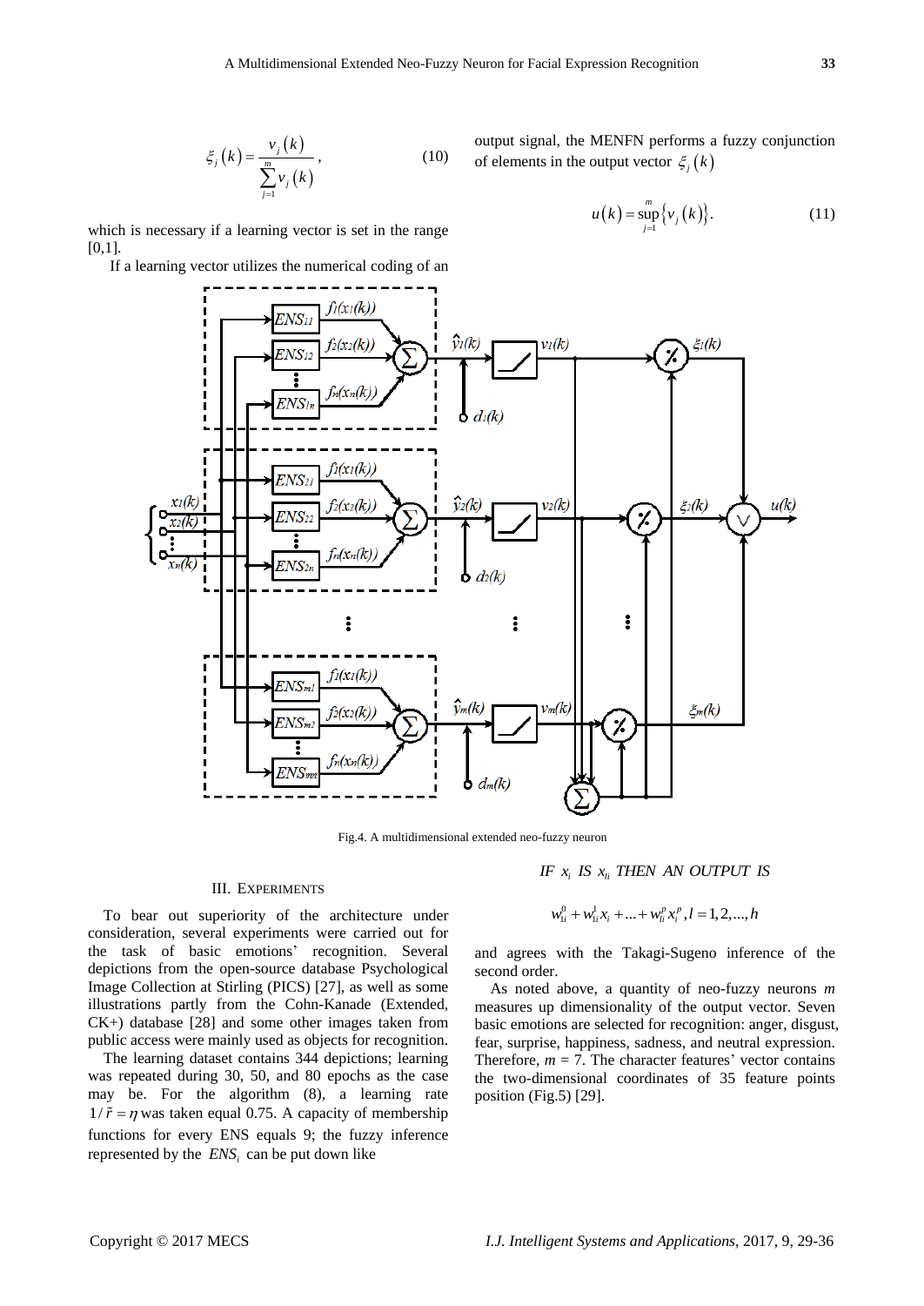$$\xi_j(k) = \frac{v_j(k)}{\sum_{j=1}^{m} v_j(k)}, \tag{10}$$

which is necessary if a learning vector is set in the range [0,1].

If a learning vector utilizes the numerical coding of an output signal, the MENFN performs a fuzzy conjunction of elements in the output vector $\xi_j(k)$

$$u(k) = \sup_{j=1}^{m} \{v_j(k)\}. \tag{11}$$

Fig.4. A multidimensional extended neo-fuzzy neuron

## III. Experiments

To bear out superiority of the architecture under consideration, several experiments were carried out for the task of basic emotions' recognition. Several depictions from the open-source database Psychological Image Collection at Stirling (PICS) [27], as well as some illustrations partly from the Cohn-Kanade (Extended, CK+) database [28] and some other images taken from public access were mainly used as objects for recognition.

The learning dataset contains 344 depictions; learning was repeated during 30, 50, and 80 epochs as the case may be. For the algorithm (8), a learning rate $1/\tilde{r} = \eta$ was taken equal 0.75. A capacity of membership functions for every ENS equals 9; the fuzzy inference represented by the $ENS_i$ can be put down like

$$IF\ x_i\ IS\ x_{li}\ THEN\ AN\ OUTPUT\ IS$$

$$w_{li}^0 + w_{li}^1 x_i + ... + w_{li}^p x_i^p, l = 1,2,...,h$$

and agrees with the Takagi-Sugeno inference of the second order.

As noted above, a quantity of neo-fuzzy neurons $m$ measures up dimensionality of the output vector. Seven basic emotions are selected for recognition: anger, disgust, fear, surprise, happiness, sadness, and neutral expression. Therefore, $m = 7$. The character features' vector contains the two-dimensional coordinates of 35 feature points position (Fig.5) [29].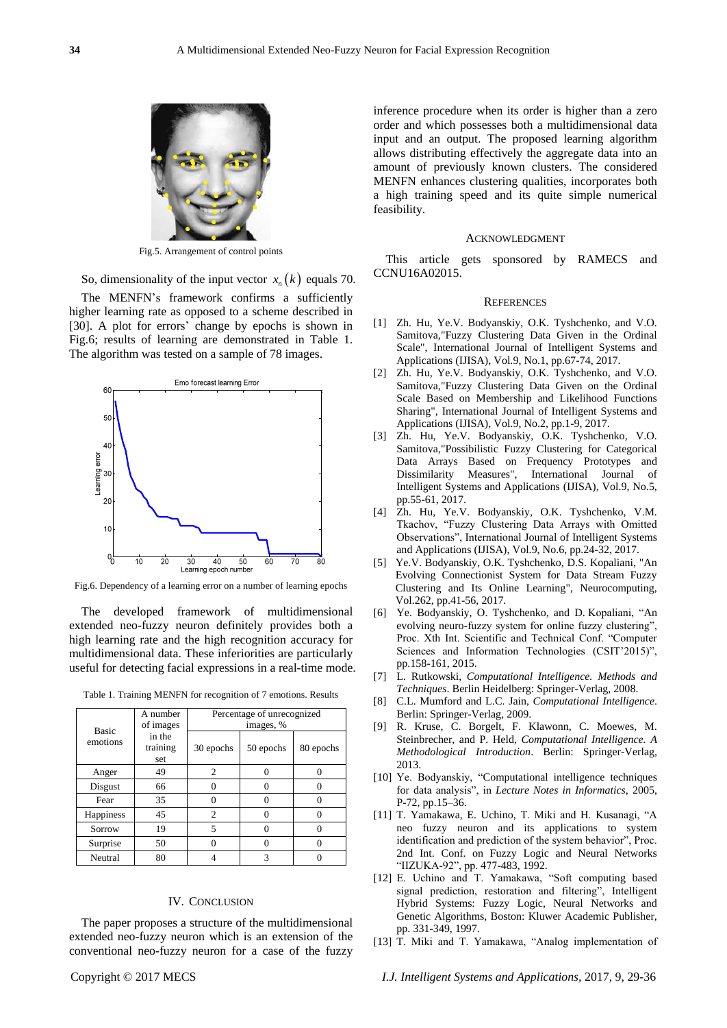Fig.5. Arrangement of control points

So, dimensionality of the input vector $x_n(k)$ equals 70.

The MENFN's framework confirms a sufficiently higher learning rate as opposed to a scheme described in [30]. A plot for errors' change by epochs is shown in Fig.6; results of learning are demonstrated in Table 1. The algorithm was tested on a sample of 78 images.

Fig.6. Dependency of a learning error on a number of learning epochs

The developed framework of multidimensional extended neo-fuzzy neuron definitely provides both a high learning rate and the high recognition accuracy for multidimensional data. These inferiorities are particularly useful for detecting facial expressions in a real-time mode.

Table 1. Training MENFN for recognition of 7 emotions. Results

| Basic emotions | A number of images in the training set | Percentage of unrecognized images, % | | |
|---|---|---|---|---|
| | | 30 epochs | 50 epochs | 80 epochs |
| Anger | 49 | 2 | 0 | 0 |
| Disgust | 66 | 0 | 0 | 0 |
| Fear | 35 | 0 | 0 | 0 |
| Happiness | 45 | 2 | 0 | 0 |
| Sorrow | 19 | 5 | 0 | 0 |
| Surprise | 50 | 0 | 0 | 0 |
| Neutral | 80 | 4 | 3 | 0 |

## IV. Conclusion

The paper proposes a structure of the multidimensional extended neo-fuzzy neuron which is an extension of the conventional neo-fuzzy neuron for a case of the fuzzy inference procedure when its order is higher than a zero order and which possesses both a multidimensional data input and an output. The proposed learning algorithm allows distributing effectively the aggregate data into an amount of previously known clusters. The considered MENFN enhances clustering qualities, incorporates both a high training speed and its quite simple numerical feasibility.

## Acknowledgment

This article gets sponsored by RAMECS and CCNU16A02015.

## References

[1] Zh. Hu, Ye.V. Bodyanskiy, O.K. Tyshchenko, and V.O. Samitova,"Fuzzy Clustering Data Given in the Ordinal Scale", International Journal of Intelligent Systems and Applications (IJISA), Vol.9, No.1, pp.67-74, 2017.

[2] Zh. Hu, Ye.V. Bodyanskiy, O.K. Tyshchenko, and V.O. Samitova,"Fuzzy Clustering Data Given on the Ordinal Scale Based on Membership and Likelihood Functions Sharing", International Journal of Intelligent Systems and Applications (IJISA), Vol.9, No.2, pp.1-9, 2017.

[3] Zh. Hu, Ye.V. Bodyanskiy, O.K. Tyshchenko, V.O. Samitova,"Possibilistic Fuzzy Clustering for Categorical Data Arrays Based on Frequency Prototypes and Dissimilarity Measures", International Journal of Intelligent Systems and Applications (IJISA), Vol.9, No.5, pp.55-61, 2017.

[4] Zh. Hu, Ye.V. Bodyanskiy, O.K. Tyshchenko, V.M. Tkachov, "Fuzzy Clustering Data Arrays with Omitted Observations", International Journal of Intelligent Systems and Applications (IJISA), Vol.9, No.6, pp.24-32, 2017.

[5] Ye.V. Bodyanskiy, O.K. Tyshchenko, D.S. Kopaliani, "An Evolving Connectionist System for Data Stream Fuzzy Clustering and Its Online Learning", Neurocomputing, Vol.262, pp.41-56, 2017.

[6] Ye. Bodyanskiy, O. Tyshchenko, and D. Kopaliani, "An evolving neuro-fuzzy system for online fuzzy clustering", Proc. Xth Int. Scientific and Technical Conf. "Computer Sciences and Information Technologies (CSIT'2015)", pp.158-161, 2015.

[7] L. Rutkowski, *Computational Intelligence. Methods and Techniques*. Berlin Heidelberg: Springer-Verlag, 2008.

[8] C.L. Mumford and L.C. Jain, *Computational Intelligence*. Berlin: Springer-Verlag, 2009.

[9] R. Kruse, C. Borgelt, F. Klawonn, C. Moewes, M. Steinbrecher, and P. Held, *Computational Intelligence. A Methodological Introduction*. Berlin: Springer-Verlag, 2013.

[10] Ye. Bodyanskiy, "Computational intelligence techniques for data analysis", in *Lecture Notes in Informatics*, 2005, P-72, pp.15–36.

[11] T. Yamakawa, E. Uchino, T. Miki and H. Kusanagi, "A neo fuzzy neuron and its applications to system identification and prediction of the system behavior", Proc. 2nd Int. Conf. on Fuzzy Logic and Neural Networks "IIZUKA-92", pp. 477-483, 1992.

[12] E. Uchino and T. Yamakawa, "Soft computing based signal prediction, restoration and filtering", Intelligent Hybrid Systems: Fuzzy Logic, Neural Networks and Genetic Algorithms, Boston: Kluwer Academic Publisher, pp. 331-349, 1997.

[13] T. Miki and T. Yamakawa, "Analog implementation of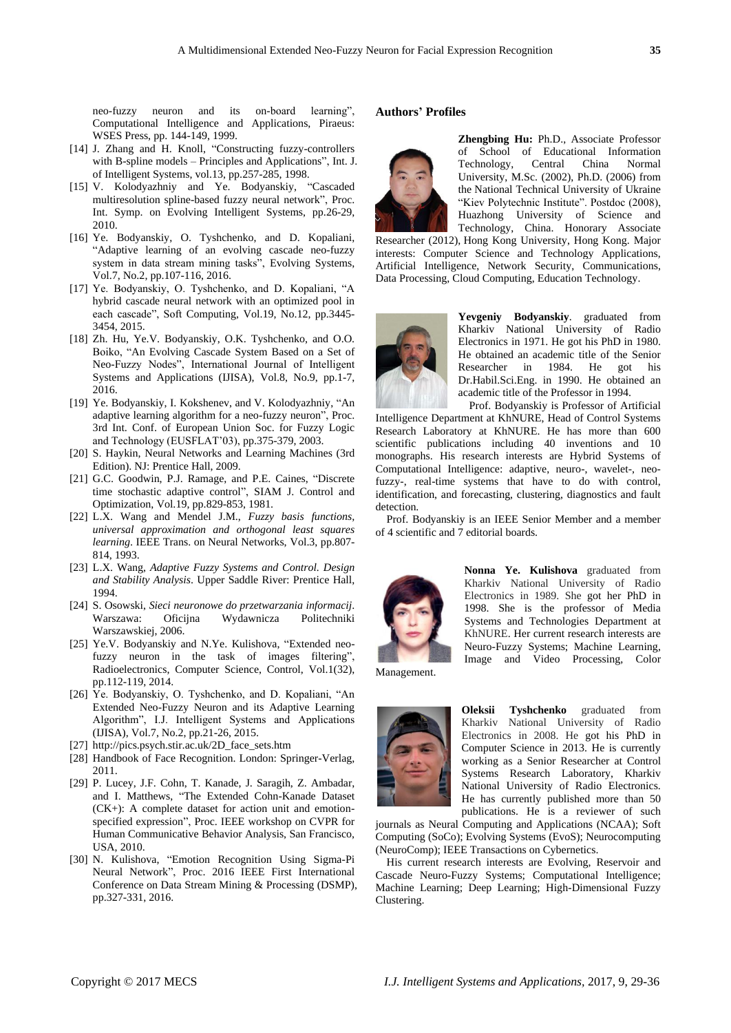neo-fuzzy neuron and its on-board learning", Computational Intelligence and Applications, Piraeus: WSES Press, pp. 144-149, 1999.

[14] J. Zhang and H. Knoll, "Constructing fuzzy-controllers with B-spline models – Principles and Applications", Int. J. of Intelligent Systems, vol.13, pp.257-285, 1998.

[15] V. Kolodyazhniy and Ye. Bodyanskiy, "Cascaded multiresolution spline-based fuzzy neural network", Proc. Int. Symp. on Evolving Intelligent Systems, pp.26-29, 2010.

[16] Ye. Bodyanskiy, O. Tyshchenko, and D. Kopaliani, "Adaptive learning of an evolving cascade neo-fuzzy system in data stream mining tasks", Evolving Systems, Vol.7, No.2, pp.107-116, 2016.

[17] Ye. Bodyanskiy, O. Tyshchenko, and D. Kopaliani, "A hybrid cascade neural network with an optimized pool in each cascade", Soft Computing, Vol.19, No.12, pp.3445-3454, 2015.

[18] Zh. Hu, Ye.V. Bodyanskiy, O.K. Tyshchenko, and O.O. Boiko, "An Evolving Cascade System Based on a Set of Neo-Fuzzy Nodes", International Journal of Intelligent Systems and Applications (IJISA), Vol.8, No.9, pp.1-7, 2016.

[19] Ye. Bodyanskiy, I. Kokshenev, and V. Kolodyazhniy, "An adaptive learning algorithm for a neo-fuzzy neuron", Proc. 3rd Int. Conf. of European Union Soc. for Fuzzy Logic and Technology (EUSFLAT'03), pp.375-379, 2003.

[20] S. Haykin, Neural Networks and Learning Machines (3rd Edition). NJ: Prentice Hall, 2009.

[21] G.C. Goodwin, P.J. Ramage, and P.E. Caines, "Discrete time stochastic adaptive control", SIAM J. Control and Optimization, Vol.19, pp.829-853, 1981.

[22] L.X. Wang and Mendel J.M., *Fuzzy basis functions, universal approximation and orthogonal least squares learning*. IEEE Trans. on Neural Networks, Vol.3, pp.807-814, 1993.

[23] L.X. Wang, *Adaptive Fuzzy Systems and Control. Design and Stability Analysis*. Upper Saddle River: Prentice Hall, 1994.

[24] S. Osowski, *Sieci neuronowe do przetwarzania informacji*. Warszawa: Oficijna Wydawnicza Politechniki Warszawskiej, 2006.

[25] Ye.V. Bodyanskiy and N.Ye. Kulishova, "Extended neo-fuzzy neuron in the task of images filtering", Radioelectronics, Computer Science, Control, Vol.1(32), pp.112-119, 2014.

[26] Ye. Bodyanskiy, O. Tyshchenko, and D. Kopaliani, "An Extended Neo-Fuzzy Neuron and its Adaptive Learning Algorithm", I.J. Intelligent Systems and Applications (IJISA), Vol.7, No.2, pp.21-26, 2015.

[27] http://pics.psych.stir.ac.uk/2D_face_sets.htm

[28] Handbook of Face Recognition. London: Springer-Verlag, 2011.

[29] P. Lucey, J.F. Cohn, T. Kanade, J. Saragih, Z. Ambadar, and I. Matthews, "The Extended Cohn-Kanade Dataset (CK+): A complete dataset for action unit and emotion-specified expression", Proc. IEEE workshop on CVPR for Human Communicative Behavior Analysis, San Francisco, USA, 2010.

[30] N. Kulishova, "Emotion Recognition Using Sigma-Pi Neural Network", Proc. 2016 IEEE First International Conference on Data Stream Mining & Processing (DSMP), pp.327-331, 2016.

## Authors' Profiles

**Zhengbing Hu:** Ph.D., Associate Professor of School of Educational Information Technology, Central China Normal University, M.Sc. (2002), Ph.D. (2006) from the National Technical University of Ukraine "Kiev Polytechnic Institute". Postdoc (2008), Huazhong University of Science and Technology, China. Honorary Associate Researcher (2012), Hong Kong University, Hong Kong. Major interests: Computer Science and Technology Applications, Artificial Intelligence, Network Security, Communications, Data Processing, Cloud Computing, Education Technology.

**Yevgeniy Bodyanskiy**. graduated from Kharkiv National University of Radio Electronics in 1971. He got his PhD in 1980. He obtained an academic title of the Senior Researcher in 1984. He got his Dr.Habil.Sci.Eng. in 1990. He obtained an academic title of the Professor in 1994.

Prof. Bodyanskiy is Professor of Artificial Intelligence Department at KhNURE, Head of Control Systems Research Laboratory at KhNURE. He has more than 600 scientific publications including 40 inventions and 10 monographs. His research interests are Hybrid Systems of Computational Intelligence: adaptive, neuro-, wavelet-, neo-fuzzy-, real-time systems that have to do with control, identification, and forecasting, clustering, diagnostics and fault detection.

Prof. Bodyanskiy is an IEEE Senior Member and a member of 4 scientific and 7 editorial boards.

**Nonna Ye. Kulishova** graduated from Kharkiv National University of Radio Electronics in 1989. She got her PhD in 1998. She is the professor of Media Systems and Technologies Department at KhNURE. Her current research interests are Neuro-Fuzzy Systems; Machine Learning, Image and Video Processing, Color Management.

**Oleksii Tyshchenko** graduated from Kharkiv National University of Radio Electronics in 2008. He got his PhD in Computer Science in 2013. He is currently working as a Senior Researcher at Control Systems Research Laboratory, Kharkiv National University of Radio Electronics. He has currently published more than 50 publications. He is a reviewer of such journals as Neural Computing and Applications (NCAA); Soft Computing (SoCo); Evolving Systems (EvoS); Neurocomputing (NeuroComp); IEEE Transactions on Cybernetics.

His current research interests are Evolving, Reservoir and Cascade Neuro-Fuzzy Systems; Computational Intelligence; Machine Learning; Deep Learning; High-Dimensional Fuzzy Clustering.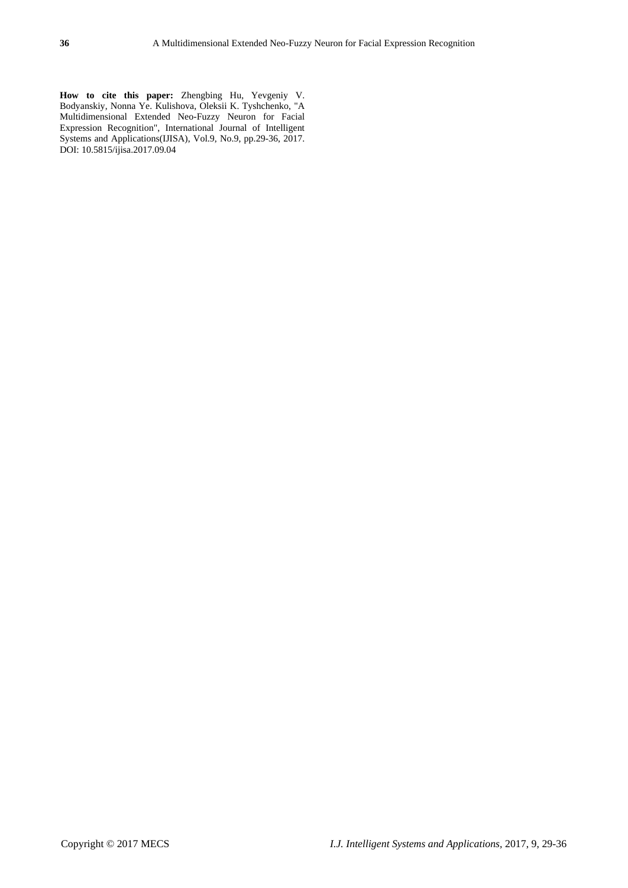**How to cite this paper:** Zhengbing Hu, Yevgeniy V. Bodyanskiy, Nonna Ye. Kulishova, Oleksii K. Tyshchenko, "A Multidimensional Extended Neo-Fuzzy Neuron for Facial Expression Recognition", International Journal of Intelligent Systems and Applications(IJISA), Vol.9, No.9, pp.29-36, 2017. DOI: 10.5815/ijisa.2017.09.04